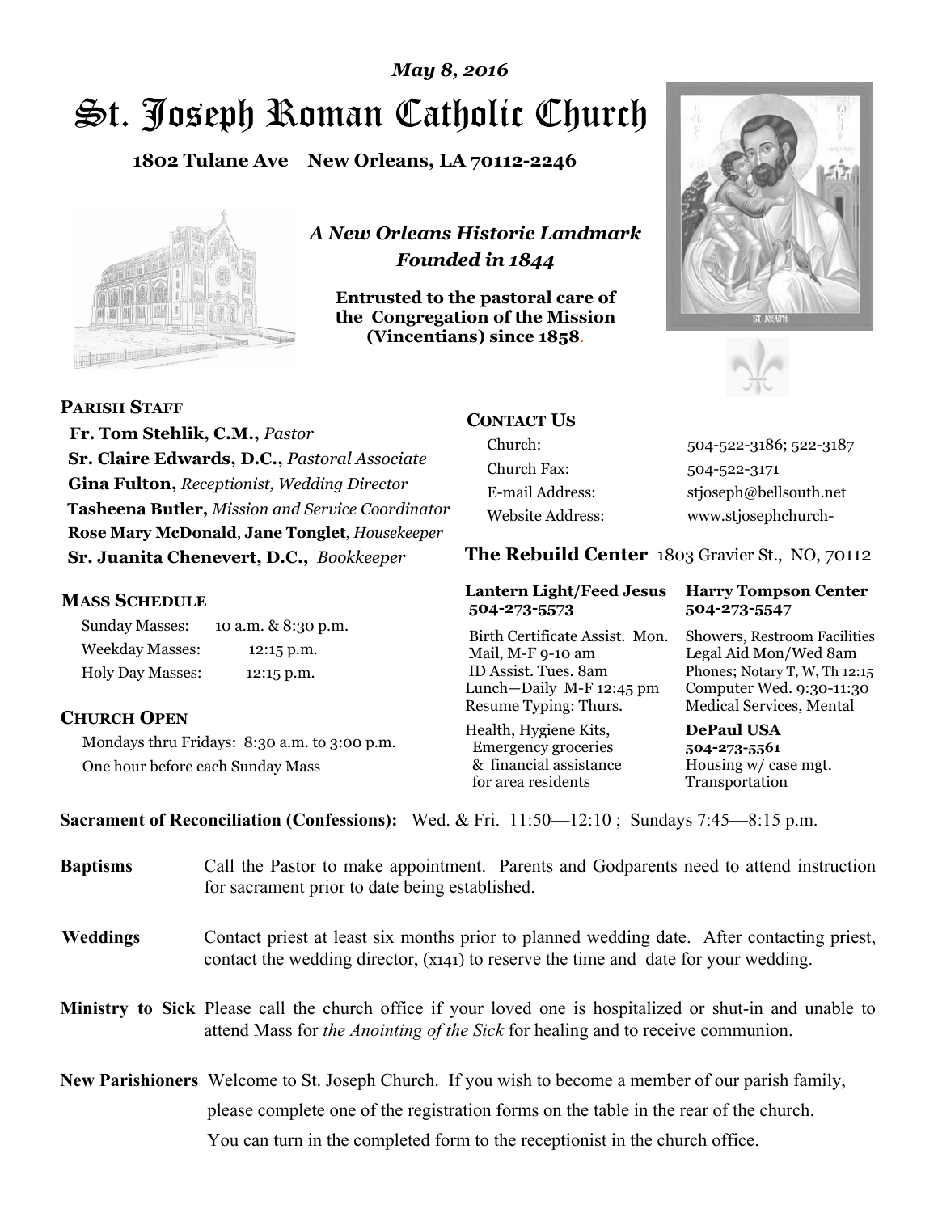*May 8, 2016*

# St. Joseph Roman Catholic Church

**1802 Tulane Ave New Orleans, LA 70112-2246**

***A New Orleans Historic Landmark***
***Founded in 1844***

**Entrusted to the pastoral care of the Congregation of the Mission (Vincentians) since 1858.**

## PARISH STAFF

**Fr. Tom Stehlik, C.M.,** *Pastor*
**Sr. Claire Edwards, D.C.,** *Pastoral Associate*
**Gina Fulton,** *Receptionist, Wedding Director*
**Tasheena Butler,** *Mission and Service Coordinator*
**Rose Mary McDonald**, **Jane Tonglet**, *Housekeeper*
**Sr. Juanita Chenevert, D.C.,** *Bookkeeper*

## MASS SCHEDULE

| | |
|---|---|
| Sunday Masses: | 10 a.m. & 8:30 p.m. |
| Weekday Masses: | 12:15 p.m. |
| Holy Day Masses: | 12:15 p.m. |

## CHURCH OPEN

Mondays thru Fridays: 8:30 a.m. to 3:00 p.m.
One hour before each Sunday Mass

## CONTACT US

| | |
|---|---|
| Church: | 504-522-3186; 522-3187 |
| Church Fax: | 504-522-3171 |
| E-mail Address: | stjoseph@bellsouth.net |
| Website Address: | www.stjosephchurch- |

## The Rebuild Center 1803 Gravier St., NO, 70112

**Lantern Light/Feed Jesus 504-273-5573**

Birth Certificate Assist. Mon.
Mail, M-F 9-10 am
ID Assist. Tues. 8am
Lunch—Daily M-F 12:45 pm
Resume Typing: Thurs.

Health, Hygiene Kits, Emergency groceries & financial assistance for area residents

**Harry Tompson Center 504-273-5547**

Showers, Restroom Facilities
Legal Aid Mon/Wed 8am
Phones; Notary T, W, Th 12:15
Computer Wed. 9:30-11:30
Medical Services, Mental

**DePaul USA 504-273-5561**

Housing w/ case mgt.
Transportation

**Sacrament of Reconciliation (Confessions):** Wed. & Fri. 11:50—12:10 ; Sundays 7:45—8:15 p.m.

**Baptisms** Call the Pastor to make appointment. Parents and Godparents need to attend instruction for sacrament prior to date being established.

**Weddings** Contact priest at least six months prior to planned wedding date. After contacting priest, contact the wedding director, (x141) to reserve the time and date for your wedding.

**Ministry to Sick** Please call the church office if your loved one is hospitalized or shut-in and unable to attend Mass for *the Anointing of the Sick* for healing and to receive communion.

**New Parishioners** Welcome to St. Joseph Church. If you wish to become a member of our parish family, please complete one of the registration forms on the table in the rear of the church. You can turn in the completed form to the receptionist in the church office.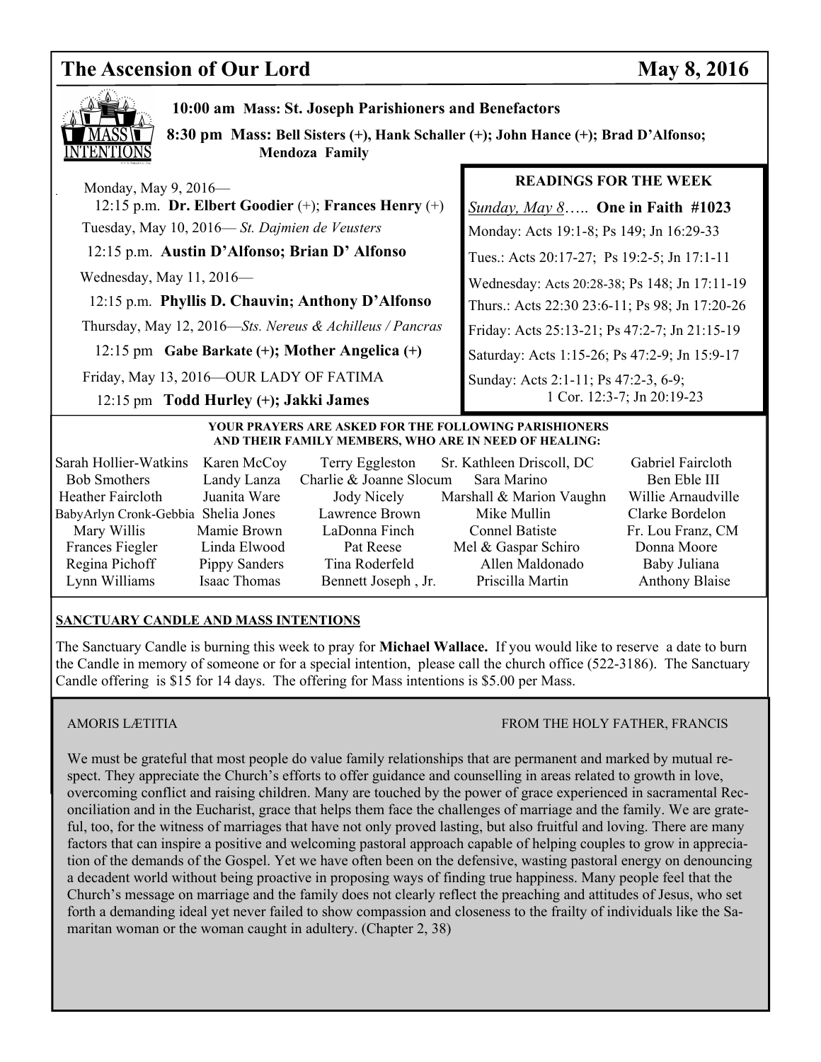# The Ascension of Our Lord — May 8, 2016

## MASS INTENTIONS

**10:00 am Mass: St. Joseph Parishioners and Benefactors**

**8:30 pm Mass: Bell Sisters (+), Hank Schaller (+); John Hance (+); Brad D'Alfonso; Mendoza Family**

Monday, May 9, 2016—
12:15 p.m. **Dr. Elbert Goodier** (+); **Frances Henry** (+)

Tuesday, May 10, 2016— *St. Dajmien de Veusters*
12:15 p.m. **Austin D'Alfonso; Brian D' Alfonso**

Wednesday, May 11, 2016—
12:15 p.m. **Phyllis D. Chauvin; Anthony D'Alfonso**

Thursday, May 12, 2016—*Sts. Nereus & Achilleus / Pancras*
12:15 pm **Gabe Barkate (+); Mother Angelica (+)**

Friday, May 13, 2016—OUR LADY OF FATIMA
12:15 pm **Todd Hurley (+); Jakki James**

## READINGS FOR THE WEEK

*Sunday, May 8*….. **One in Faith #1023**

Monday: Acts 19:1-8; Ps 149; Jn 16:29-33

Tues.: Acts 20:17-27; Ps 19:2-5; Jn 17:1-11

Wednesday: Acts 20:28-38; Ps 148; Jn 17:11-19

Thurs.: Acts 22:30 23:6-11; Ps 98; Jn 17:20-26

Friday: Acts 25:13-21; Ps 47:2-7; Jn 21:15-19

Saturday: Acts 1:15-26; Ps 47:2-9; Jn 15:9-17

Sunday: Acts 2:1-11; Ps 47:2-3, 6-9; 1 Cor. 12:3-7; Jn 20:19-23

**YOUR PRAYERS ARE ASKED FOR THE FOLLOWING PARISHIONERS AND THEIR FAMILY MEMBERS, WHO ARE IN NEED OF HEALING:**

| | | | | |
|---|---|---|---|---|
| Sarah Hollier-Watkins | Karen McCoy | Terry Eggleston | Sr. Kathleen Driscoll, DC | Gabriel Faircloth |
| Bob Smothers | Landy Lanza | Charlie & Joanne Slocum | Sara Marino | Ben Eble III |
| Heather Faircloth | Juanita Ware | Jody Nicely | Marshall & Marion Vaughn | Willie Arnaudville |
| BabyArlyn Cronk-Gebbia | Shelia Jones | Lawrence Brown | Mike Mullin | Clarke Bordelon |
| Mary Willis | Mamie Brown | LaDonna Finch | Connel Batiste | Fr. Lou Franz, CM |
| Frances Fiegler | Linda Elwood | Pat Reese | Mel & Gaspar Schiro | Donna Moore |
| Regina Pichoff | Pippy Sanders | Tina Roderfeld | Allen Maldonado | Baby Juliana |
| Lynn Williams | Isaac Thomas | Bennett Joseph , Jr. | Priscilla Martin | Anthony Blaise |

## SANCTUARY CANDLE AND MASS INTENTIONS

The Sanctuary Candle is burning this week to pray for **Michael Wallace.** If you would like to reserve a date to burn the Candle in memory of someone or for a special intention, please call the church office (522-3186). The Sanctuary Candle offering is $15 for 14 days. The offering for Mass intentions is $5.00 per Mass.

## AMORIS LÆTITIA — FROM THE HOLY FATHER, FRANCIS

We must be grateful that most people do value family relationships that are permanent and marked by mutual respect. They appreciate the Church's efforts to offer guidance and counselling in areas related to growth in love, overcoming conflict and raising children. Many are touched by the power of grace experienced in sacramental Reconciliation and in the Eucharist, grace that helps them face the challenges of marriage and the family. We are grateful, too, for the witness of marriages that have not only proved lasting, but also fruitful and loving. There are many factors that can inspire a positive and welcoming pastoral approach capable of helping couples to grow in appreciation of the demands of the Gospel. Yet we have often been on the defensive, wasting pastoral energy on denouncing a decadent world without being proactive in proposing ways of finding true happiness. Many people feel that the Church's message on marriage and the family does not clearly reflect the preaching and attitudes of Jesus, who set forth a demanding ideal yet never failed to show compassion and closeness to the frailty of individuals like the Samaritan woman or the woman caught in adultery. (Chapter 2, 38)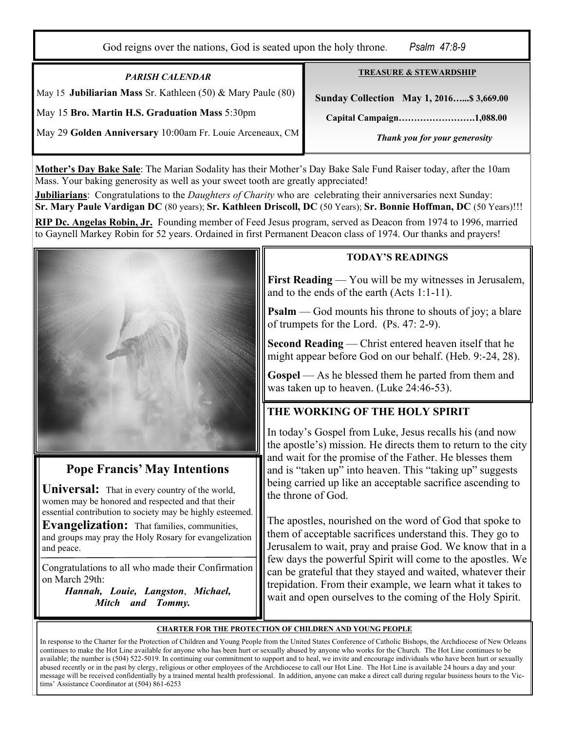God reigns over the nations, God is seated upon the holy throne. *Psalm 47:8-9*

*PARISH CALENDAR*

May 15 **Jubiliarian Mass** Sr. Kathleen (50) & Mary Paule (80)

May 15 **Bro. Martin H.S. Graduation Mass** 5:30pm

May 29 **Golden Anniversary** 10:00am Fr. Louie Arceneaux, CM

**TREASURE & STEWARDSHIP**

**Sunday Collection May 1, 2016…...$ 3,669.00**

**Capital Campaign…………………….1,088.00**

***Thank you for your generosity***

**Mother's Day Bake Sale**: The Marian Sodality has their Mother's Day Bake Sale Fund Raiser today, after the 10am Mass. Your baking generosity as well as your sweet tooth are greatly appreciated!

**Jubiliarians**: Congratulations to the *Daughters of Charity* who are celebrating their anniversaries next Sunday: **Sr. Mary Paule Vardigan DC** (80 years); **Sr. Kathleen Driscoll, DC** (50 Years); **Sr. Bonnie Hoffman, DC** (50 Years)!!!

**RIP Dc. Angelas Robin, Jr.** Founding member of Feed Jesus program, served as Deacon from 1974 to 1996, married to Gaynell Markey Robin for 52 years. Ordained in first Permanent Deacon class of 1974. Our thanks and prayers!

## Pope Francis' May Intentions

**Universal:** That in every country of the world, women may be honored and respected and that their essential contribution to society may be highly esteemed.

**Evangelization:** That families, communities, and groups may pray the Holy Rosary for evangelization and peace.

Congratulations to all who made their Confirmation on March 29th:

***Hannah, Louie, Langston, Michael, Mitch and Tommy.***

**TODAY'S READINGS**

**First Reading** — You will be my witnesses in Jerusalem, and to the ends of the earth (Acts 1:1-11).

**Psalm** — God mounts his throne to shouts of joy; a blare of trumpets for the Lord. (Ps. 47: 2-9).

**Second Reading** — Christ entered heaven itself that he might appear before God on our behalf. (Heb. 9:-24, 28).

**Gospel** — As he blessed them he parted from them and was taken up to heaven. (Luke 24:46-53).

## THE WORKING OF THE HOLY SPIRIT

In today's Gospel from Luke, Jesus recalls his (and now the apostle's) mission. He directs them to return to the city and wait for the promise of the Father. He blesses them and is "taken up" into heaven. This "taking up" suggests being carried up like an acceptable sacrifice ascending to the throne of God.

The apostles, nourished on the word of God that spoke to them of acceptable sacrifices understand this. They go to Jerusalem to wait, pray and praise God. We know that in a few days the powerful Spirit will come to the apostles. We can be grateful that they stayed and waited, whatever their trepidation. From their example, we learn what it takes to wait and open ourselves to the coming of the Holy Spirit.

**CHARTER FOR THE PROTECTION OF CHILDREN AND YOUNG PEOPLE**

In response to the Charter for the Protection of Children and Young People from the United States Conference of Catholic Bishops, the Archdiocese of New Orleans continues to make the Hot Line available for anyone who has been hurt or sexually abused by anyone who works for the Church. The Hot Line continues to be available; the number is (504) 522-5019. In continuing our commitment to support and to heal, we invite and encourage individuals who have been hurt or sexually abused recently or in the past by clergy, religious or other employees of the Archdiocese to call our Hot Line. The Hot Line is available 24 hours a day and your message will be received confidentially by a trained mental health professional. In addition, anyone can make a direct call during regular business hours to the Victims' Assistance Coordinator at (504) 861-6253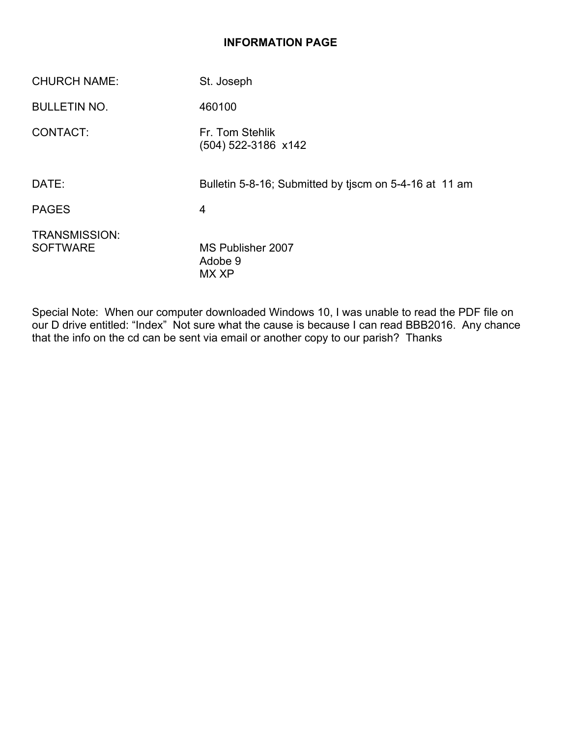**INFORMATION PAGE**

| | |
|---|---|
| CHURCH NAME: | St. Joseph |
| BULLETIN NO. | 460100 |
| CONTACT: | Fr. Tom Stehlik<br>(504) 522-3186 x142 |
| DATE: | Bulletin 5-8-16; Submitted by tjscm on 5-4-16 at 11 am |
| PAGES | 4 |
| TRANSMISSION:<br>SOFTWARE | MS Publisher 2007<br>Adobe 9<br>MX XP |

Special Note: When our computer downloaded Windows 10, I was unable to read the PDF file on our D drive entitled: "Index" Not sure what the cause is because I can read BBB2016. Any chance that the info on the cd can be sent via email or another copy to our parish? Thanks